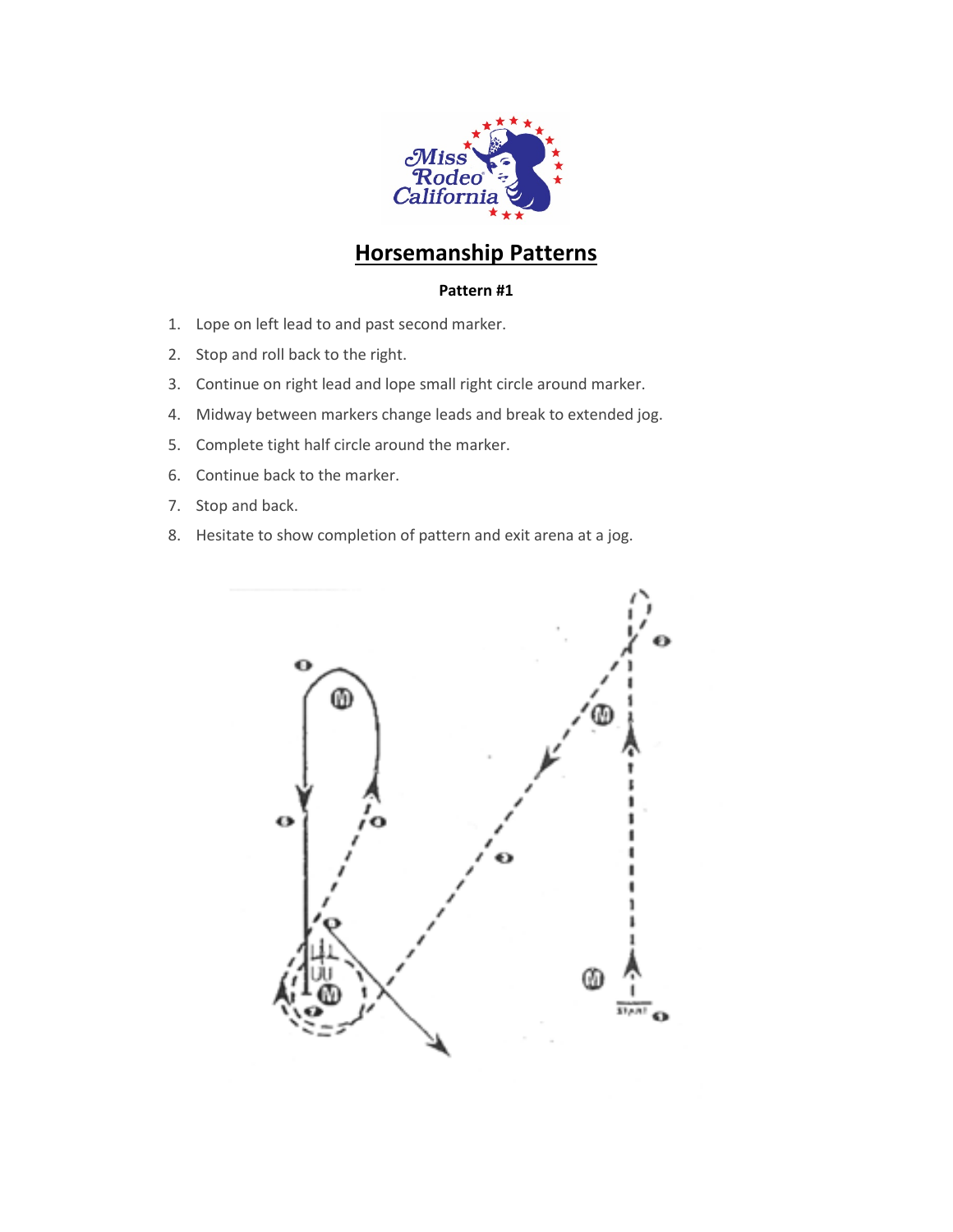## Horsemanship Patterns

**Pattern #1**

1. Lope on left lead to and past second marker.
2. Stop and roll back to the right.
3. Continue on right lead and lope small right circle around marker.
4. Midway between markers change leads and break to extended jog.
5. Complete tight half circle around the marker.
6. Continue back to the marker.
7. Stop and back.
8. Hesitate to show completion of pattern and exit arena at a jog.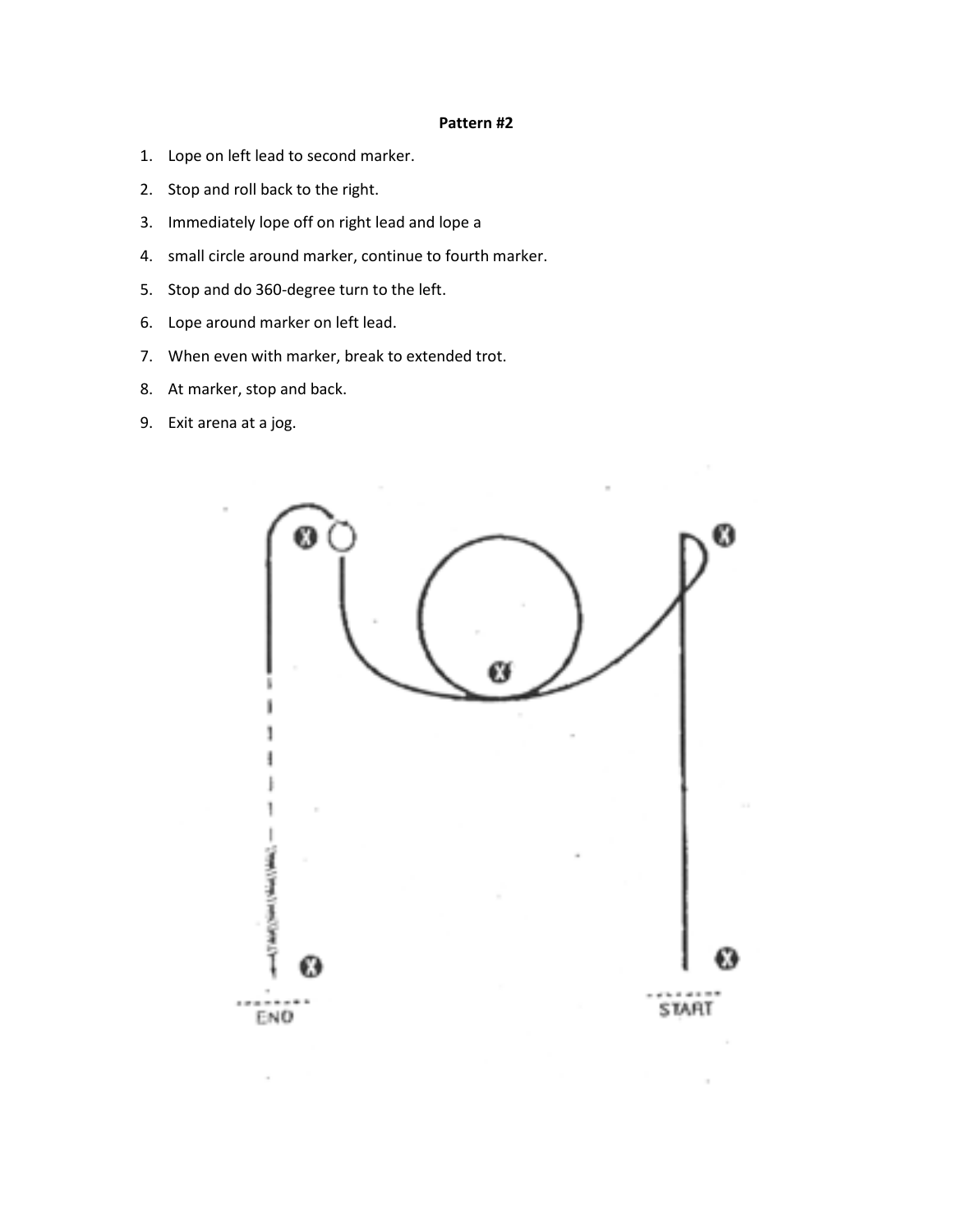**Pattern #2**

1. Lope on left lead to second marker.
2. Stop and roll back to the right.
3. Immediately lope off on right lead and lope a
4. small circle around marker, continue to fourth marker.
5. Stop and do 360-degree turn to the left.
6. Lope around marker on left lead.
7. When even with marker, break to extended trot.
8. At marker, stop and back.
9. Exit arena at a jog.

END

START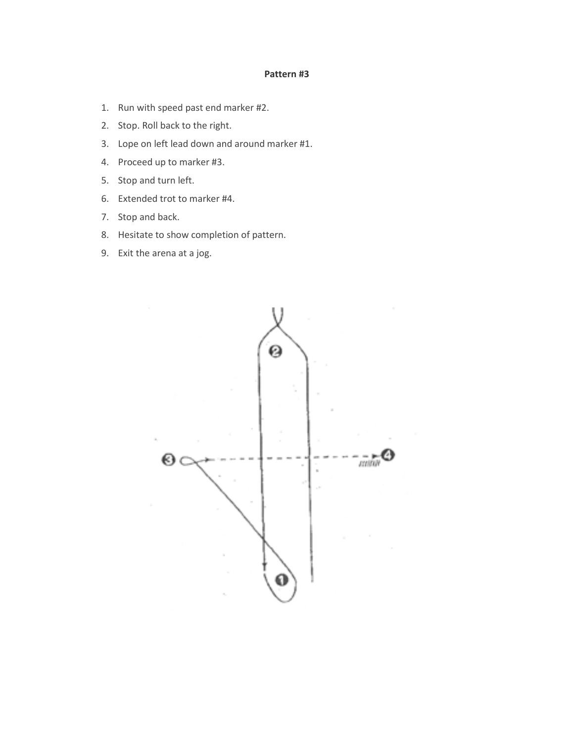**Pattern #3**

1. Run with speed past end marker #2.
2. Stop. Roll back to the right.
3. Lope on left lead down and around marker #1.
4. Proceed up to marker #3.
5. Stop and turn left.
6. Extended trot to marker #4.
7. Stop and back.
8. Hesitate to show completion of pattern.
9. Exit the arena at a jog.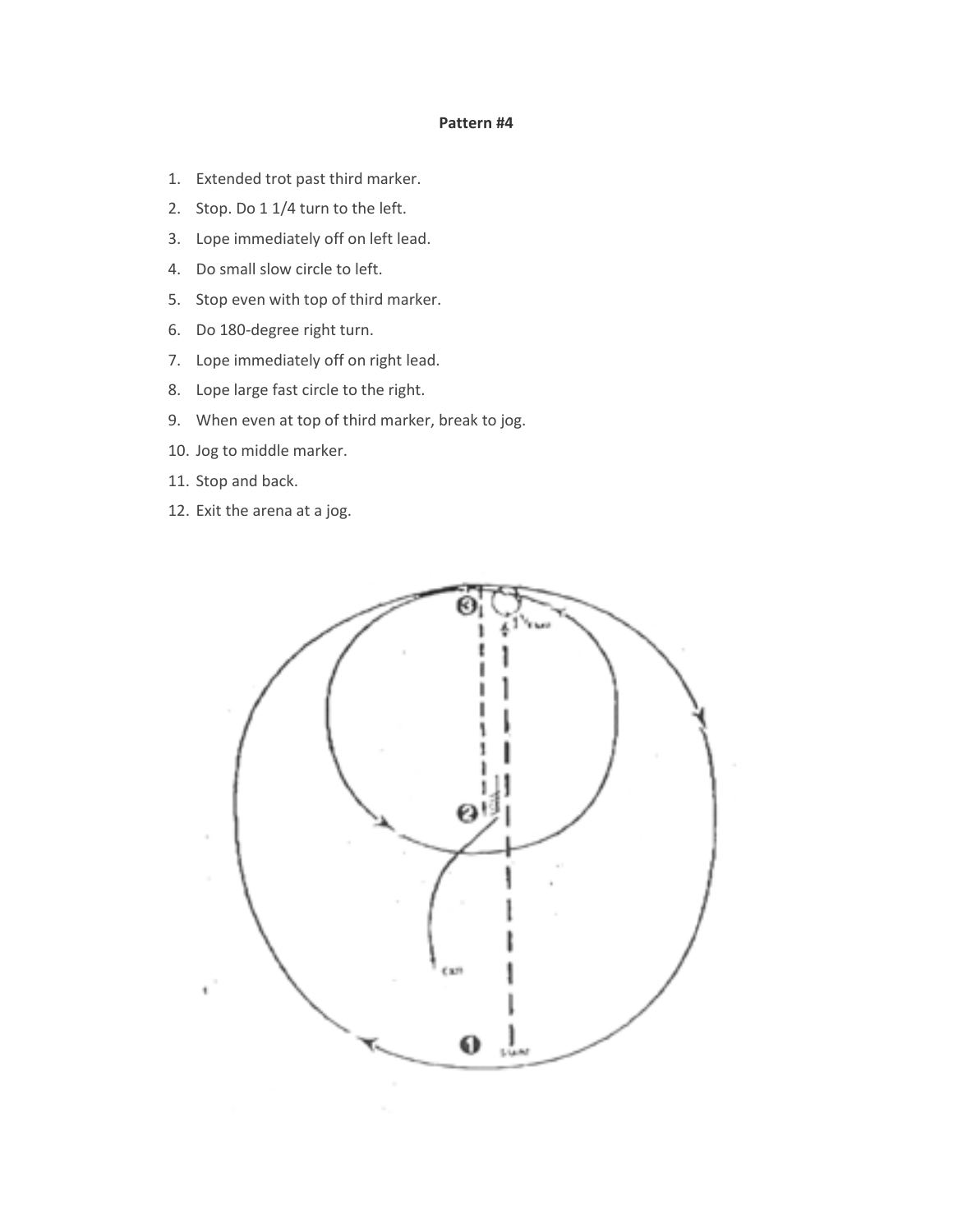**Pattern #4**

1. Extended trot past third marker.
2. Stop. Do 1 1/4 turn to the left.
3. Lope immediately off on left lead.
4. Do small slow circle to left.
5. Stop even with top of third marker.
6. Do 180-degree right turn.
7. Lope immediately off on right lead.
8. Lope large fast circle to the right.
9. When even at top of third marker, break to jog.
10. Jog to middle marker.
11. Stop and back.
12. Exit the arena at a jog.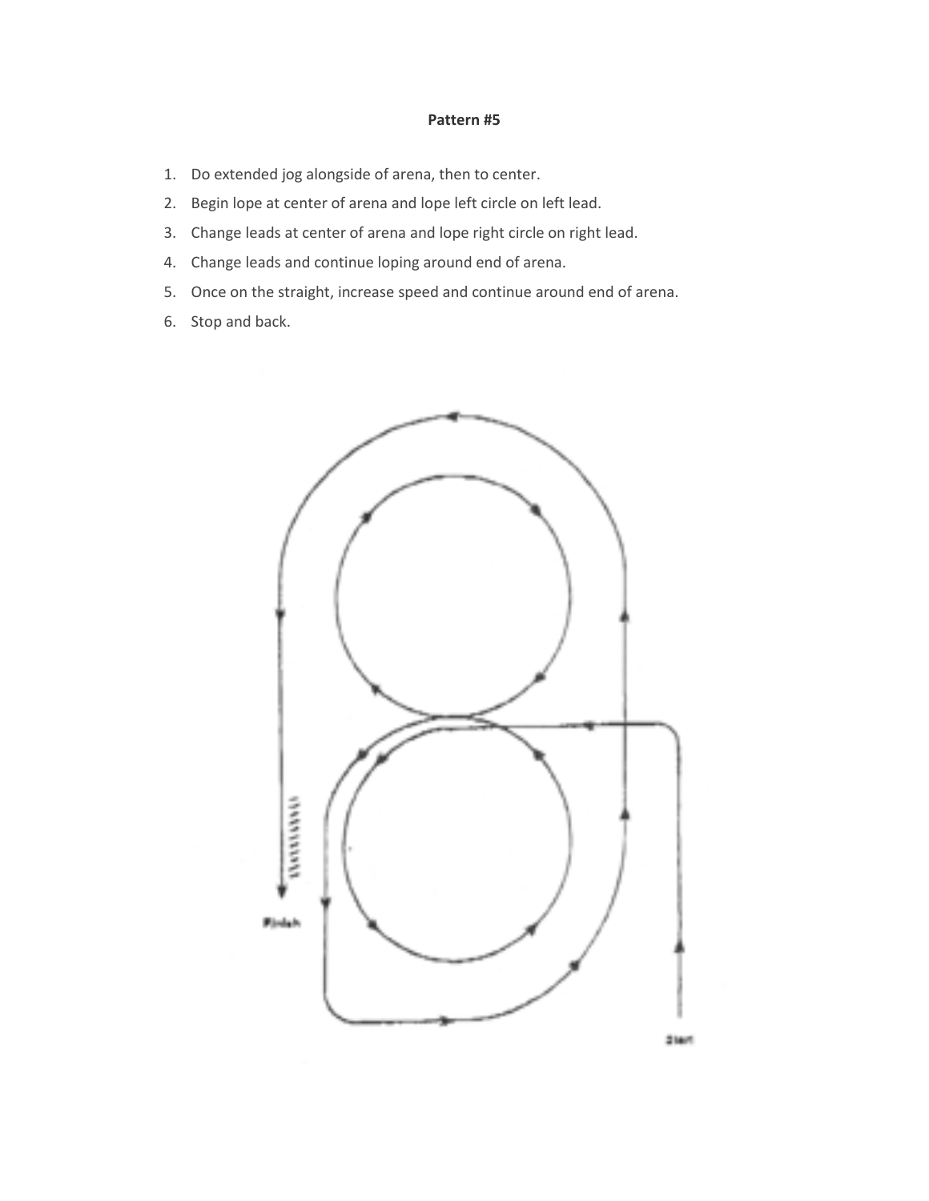**Pattern #5**

1. Do extended jog alongside of arena, then to center.
2. Begin lope at center of arena and lope left circle on left lead.
3. Change leads at center of arena and lope right circle on right lead.
4. Change leads and continue loping around end of arena.
5. Once on the straight, increase speed and continue around end of arena.
6. Stop and back.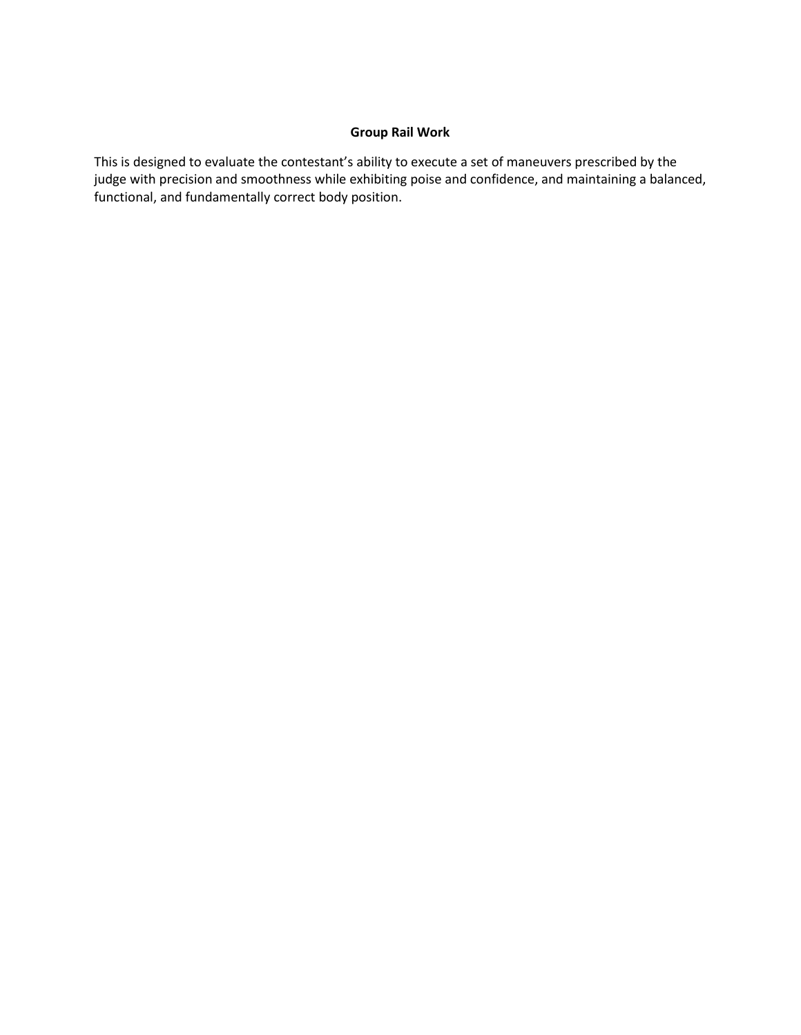**Group Rail Work**

This is designed to evaluate the contestant's ability to execute a set of maneuvers prescribed by the judge with precision and smoothness while exhibiting poise and confidence, and maintaining a balanced, functional, and fundamentally correct body position.